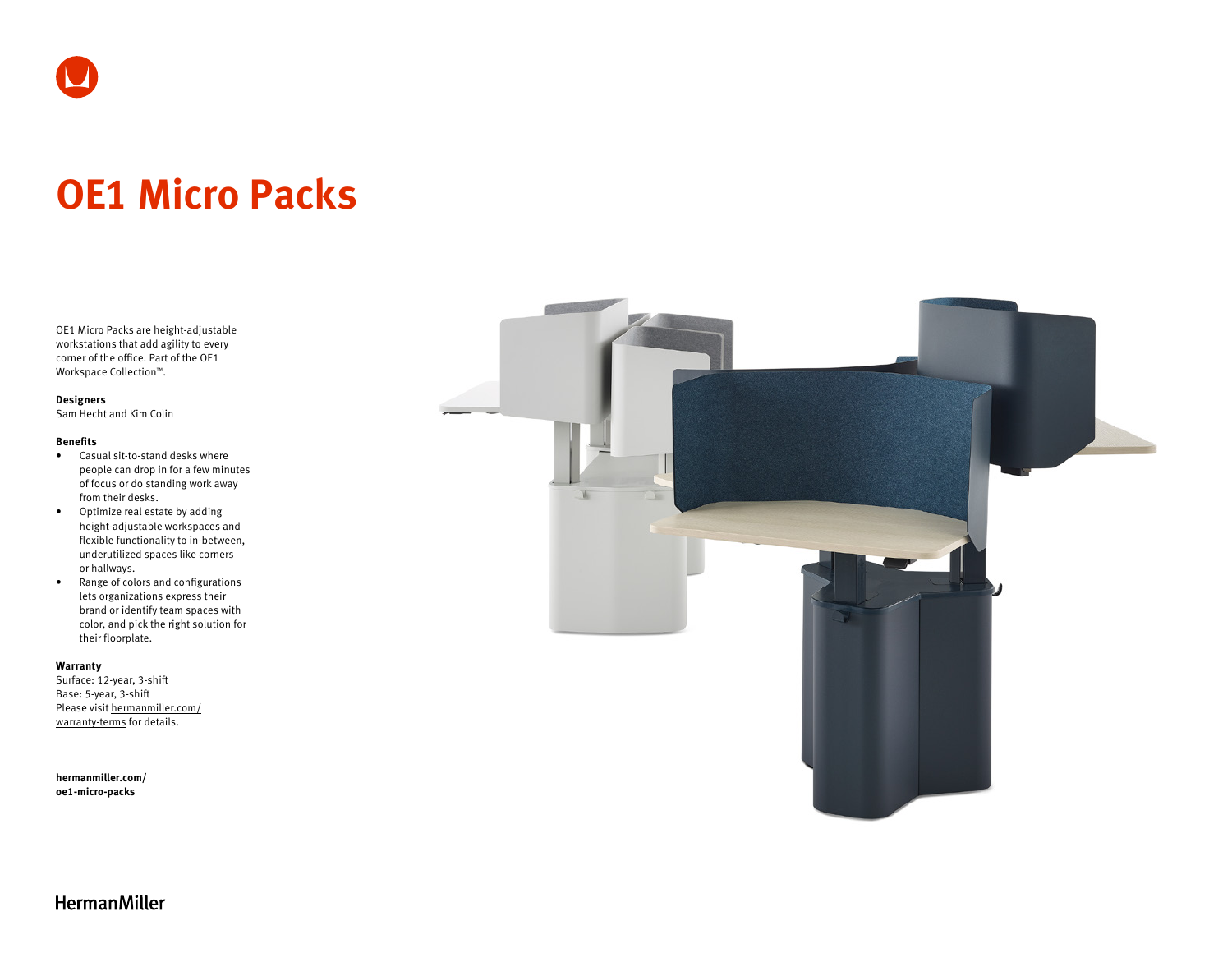# OE1 Micro Packs

OE1 Micro Packs are height-adjustable workstations that add agility to every corner of the office. Part of the OE1 Workspace Collection™.

**Designers**
Sam Hecht and Kim Colin

**Benefits**

- Casual sit-to-stand desks where people can drop in for a few minutes of focus or do standing work away from their desks.
- Optimize real estate by adding height-adjustable workspaces and flexible functionality to in-between, underutilized spaces like corners or hallways.
- Range of colors and configurations lets organizations express their brand or identify team spaces with color, and pick the right solution for their floorplate.

**Warranty**
Surface: 12-year, 3-shift
Base: 5-year, 3-shift
Please visit hermanmiller.com/warranty-terms for details.

**hermanmiller.com/oe1-micro-packs**

HermanMiller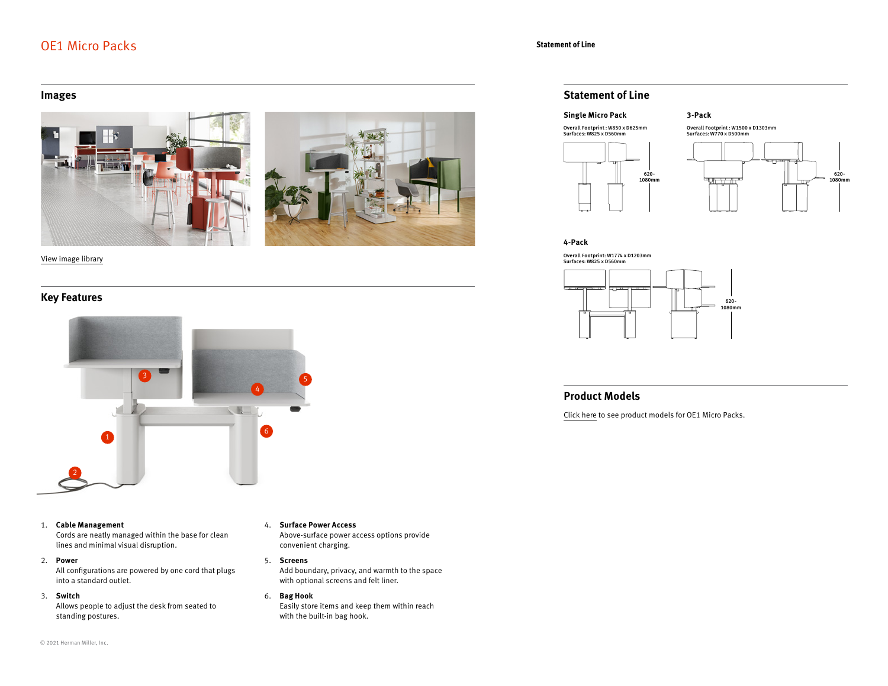# OE1 Micro Packs

## Images

View image library

## Key Features

1. **Cable Management**
   Cords are neatly managed within the base for clean lines and minimal visual disruption.
2. **Power**
   All configurations are powered by one cord that plugs into a standard outlet.
3. **Switch**
   Allows people to adjust the desk from seated to standing postures.
4. **Surface Power Access**
   Above-surface power access options provide convenient charging.
5. **Screens**
   Add boundary, privacy, and warmth to the space with optional screens and felt liner.
6. **Bag Hook**
   Easily store items and keep them within reach with the built-in bag hook.

## Statement of Line

### Single Micro Pack

Overall Footprint : W850 x D625mm
Surfaces: W825 x D560mm

620-
1080mm

### 3-Pack

Overall Footprint : W1500 x D1303mm
Surfaces: W770 x D500mm

620-
1080mm

### 4-Pack

Overall Footprint: W1774 x D1203mm
Surfaces: W825 x D560mm

620-
1080mm

## Product Models

Click here to see product models for OE1 Micro Packs.

© 2021 Herman Miller, Inc.